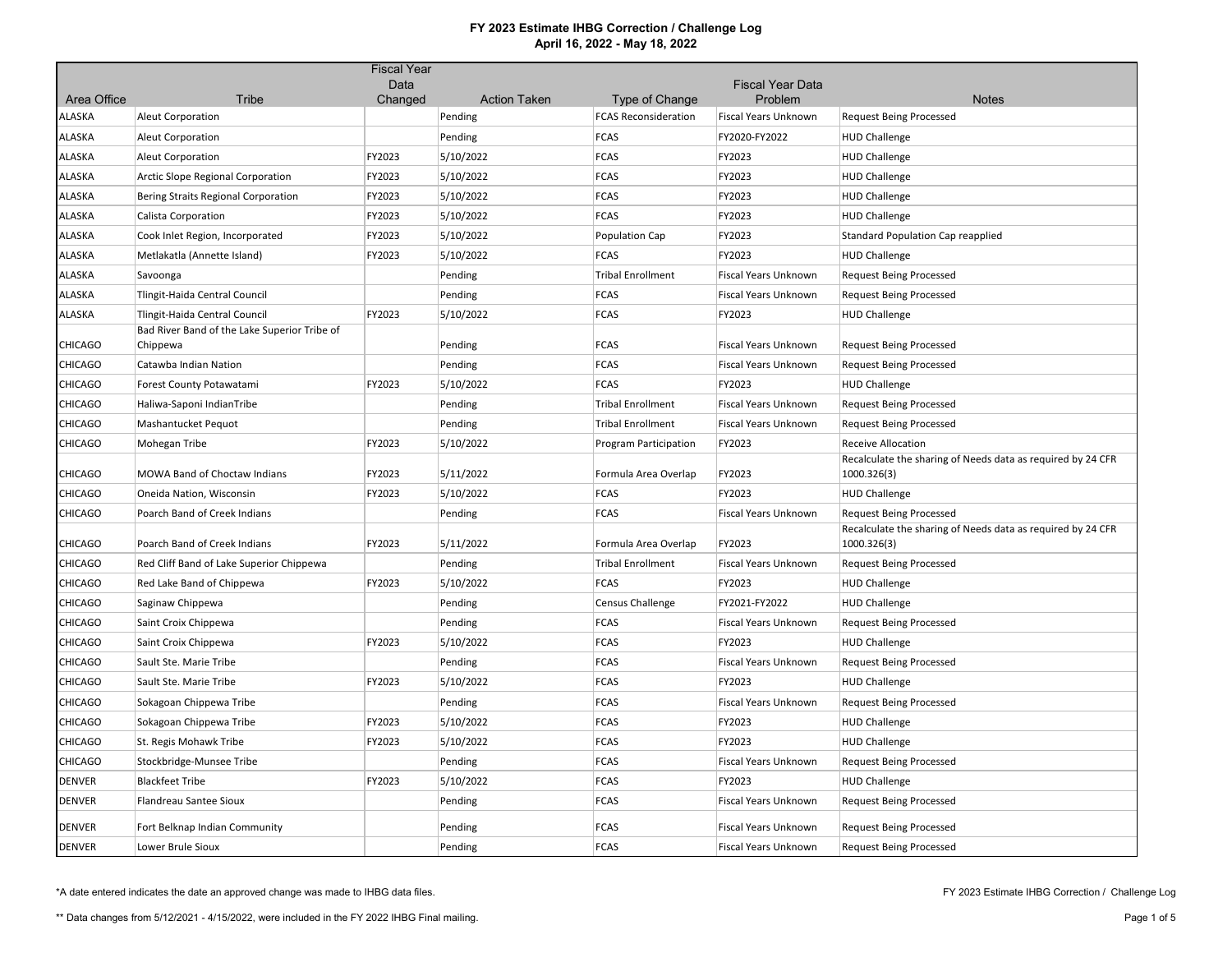# FY 2023 Estimate IHBG Correction / Challenge Log

## April 16, 2022 - May 18, 2022

| Area Office | Tribe | Fiscal Year Data Changed | Action Taken | Type of Change | Fiscal Year Data Problem | Notes |
|---|---|---|---|---|---|---|
| ALASKA | Aleut Corporation | | Pending | FCAS Reconsideration | Fiscal Years Unknown | Request Being Processed |
| ALASKA | Aleut Corporation | | Pending | FCAS | FY2020-FY2022 | HUD Challenge |
| ALASKA | Aleut Corporation | FY2023 | 5/10/2022 | FCAS | FY2023 | HUD Challenge |
| ALASKA | Arctic Slope Regional Corporation | FY2023 | 5/10/2022 | FCAS | FY2023 | HUD Challenge |
| ALASKA | Bering Straits Regional Corporation | FY2023 | 5/10/2022 | FCAS | FY2023 | HUD Challenge |
| ALASKA | Calista Corporation | FY2023 | 5/10/2022 | FCAS | FY2023 | HUD Challenge |
| ALASKA | Cook Inlet Region, Incorporated | FY2023 | 5/10/2022 | Population Cap | FY2023 | Standard Population Cap reapplied |
| ALASKA | Metlakatla (Annette Island) | FY2023 | 5/10/2022 | FCAS | FY2023 | HUD Challenge |
| ALASKA | Savoonga | | Pending | Tribal Enrollment | Fiscal Years Unknown | Request Being Processed |
| ALASKA | Tlingit-Haida Central Council | | Pending | FCAS | Fiscal Years Unknown | Request Being Processed |
| ALASKA | Tlingit-Haida Central Council | FY2023 | 5/10/2022 | FCAS | FY2023 | HUD Challenge |
| CHICAGO | Bad River Band of the Lake Superior Tribe of Chippewa | | Pending | FCAS | Fiscal Years Unknown | Request Being Processed |
| CHICAGO | Catawba Indian Nation | | Pending | FCAS | Fiscal Years Unknown | Request Being Processed |
| CHICAGO | Forest County Potawatami | FY2023 | 5/10/2022 | FCAS | FY2023 | HUD Challenge |
| CHICAGO | Haliwa-Saponi IndianTribe | | Pending | Tribal Enrollment | Fiscal Years Unknown | Request Being Processed |
| CHICAGO | Mashantucket Pequot | | Pending | Tribal Enrollment | Fiscal Years Unknown | Request Being Processed |
| CHICAGO | Mohegan Tribe | FY2023 | 5/10/2022 | Program Participation | FY2023 | Receive Allocation |
| CHICAGO | MOWA Band of Choctaw Indians | FY2023 | 5/11/2022 | Formula Area Overlap | FY2023 | Recalculate the sharing of Needs data as required by 24 CFR 1000.326(3) |
| CHICAGO | Oneida Nation, Wisconsin | FY2023 | 5/10/2022 | FCAS | FY2023 | HUD Challenge |
| CHICAGO | Poarch Band of Creek Indians | | Pending | FCAS | Fiscal Years Unknown | Request Being Processed |
| CHICAGO | Poarch Band of Creek Indians | FY2023 | 5/11/2022 | Formula Area Overlap | FY2023 | Recalculate the sharing of Needs data as required by 24 CFR 1000.326(3) |
| CHICAGO | Red Cliff Band of Lake Superior Chippewa | | Pending | Tribal Enrollment | Fiscal Years Unknown | Request Being Processed |
| CHICAGO | Red Lake Band of Chippewa | FY2023 | 5/10/2022 | FCAS | FY2023 | HUD Challenge |
| CHICAGO | Saginaw Chippewa | | Pending | Census Challenge | FY2021-FY2022 | HUD Challenge |
| CHICAGO | Saint Croix Chippewa | | Pending | FCAS | Fiscal Years Unknown | Request Being Processed |
| CHICAGO | Saint Croix Chippewa | FY2023 | 5/10/2022 | FCAS | FY2023 | HUD Challenge |
| CHICAGO | Sault Ste. Marie Tribe | | Pending | FCAS | Fiscal Years Unknown | Request Being Processed |
| CHICAGO | Sault Ste. Marie Tribe | FY2023 | 5/10/2022 | FCAS | FY2023 | HUD Challenge |
| CHICAGO | Sokagoan Chippewa Tribe | | Pending | FCAS | Fiscal Years Unknown | Request Being Processed |
| CHICAGO | Sokagoan Chippewa Tribe | FY2023 | 5/10/2022 | FCAS | FY2023 | HUD Challenge |
| CHICAGO | St. Regis Mohawk Tribe | FY2023 | 5/10/2022 | FCAS | FY2023 | HUD Challenge |
| CHICAGO | Stockbridge-Munsee Tribe | | Pending | FCAS | Fiscal Years Unknown | Request Being Processed |
| DENVER | Blackfeet Tribe | FY2023 | 5/10/2022 | FCAS | FY2023 | HUD Challenge |
| DENVER | Flandreau Santee Sioux | | Pending | FCAS | Fiscal Years Unknown | Request Being Processed |
| DENVER | Fort Belknap Indian Community | | Pending | FCAS | Fiscal Years Unknown | Request Being Processed |
| DENVER | Lower Brule Sioux | | Pending | FCAS | Fiscal Years Unknown | Request Being Processed |

*A date entered indicates the date an approved change was made to IHBG data files.

** Data changes from 5/12/2021 - 4/15/2022, were included in the FY 2022 IHBG Final mailing.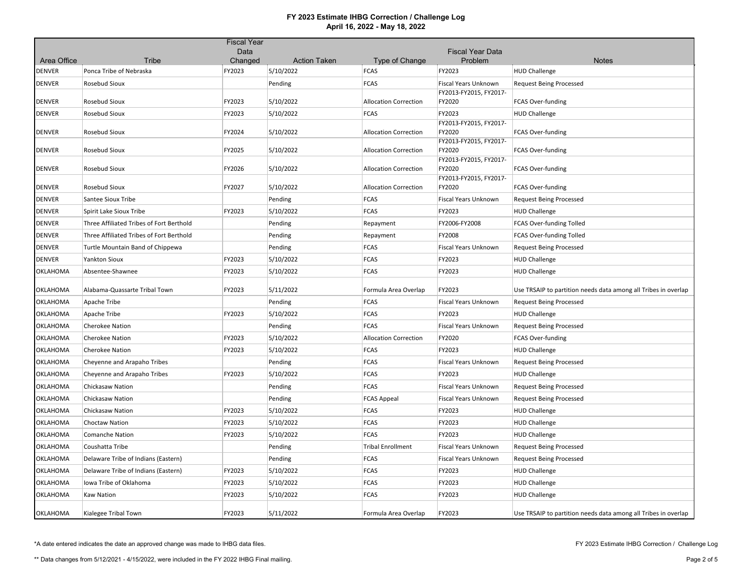# FY 2023 Estimate IHBG Correction / Challenge Log
## April 16, 2022 - May 18, 2022

| Area Office | Tribe | Fiscal Year Data Changed | Action Taken | Type of Change | Fiscal Year Data Problem | Notes |
|---|---|---|---|---|---|---|
| DENVER | Ponca Tribe of Nebraska | FY2023 | 5/10/2022 | FCAS | FY2023 | HUD Challenge |
| DENVER | Rosebud Sioux | | Pending | FCAS | Fiscal Years Unknown | Request Being Processed |
| DENVER | Rosebud Sioux | FY2023 | 5/10/2022 | Allocation Correction | FY2013-FY2015, FY2017-FY2020 | FCAS Over-funding |
| DENVER | Rosebud Sioux | FY2023 | 5/10/2022 | FCAS | FY2023 | HUD Challenge |
| DENVER | Rosebud Sioux | FY2024 | 5/10/2022 | Allocation Correction | FY2013-FY2015, FY2017-FY2020 | FCAS Over-funding |
| DENVER | Rosebud Sioux | FY2025 | 5/10/2022 | Allocation Correction | FY2013-FY2015, FY2017-FY2020 | FCAS Over-funding |
| DENVER | Rosebud Sioux | FY2026 | 5/10/2022 | Allocation Correction | FY2013-FY2015, FY2017-FY2020 | FCAS Over-funding |
| DENVER | Rosebud Sioux | FY2027 | 5/10/2022 | Allocation Correction | FY2013-FY2015, FY2017-FY2020 | FCAS Over-funding |
| DENVER | Santee Sioux Tribe | | Pending | FCAS | Fiscal Years Unknown | Request Being Processed |
| DENVER | Spirit Lake Sioux Tribe | FY2023 | 5/10/2022 | FCAS | FY2023 | HUD Challenge |
| DENVER | Three Affiliated Tribes of Fort Berthold | | Pending | Repayment | FY2006-FY2008 | FCAS Over-funding Tolled |
| DENVER | Three Affiliated Tribes of Fort Berthold | | Pending | Repayment | FY2008 | FCAS Over-funding Tolled |
| DENVER | Turtle Mountain Band of Chippewa | | Pending | FCAS | Fiscal Years Unknown | Request Being Processed |
| DENVER | Yankton Sioux | FY2023 | 5/10/2022 | FCAS | FY2023 | HUD Challenge |
| OKLAHOMA | Absentee-Shawnee | FY2023 | 5/10/2022 | FCAS | FY2023 | HUD Challenge |
| OKLAHOMA | Alabama-Quassarte Tribal Town | FY2023 | 5/11/2022 | Formula Area Overlap | FY2023 | Use TRSAIP to partition needs data among all Tribes in overlap |
| OKLAHOMA | Apache Tribe | | Pending | FCAS | Fiscal Years Unknown | Request Being Processed |
| OKLAHOMA | Apache Tribe | FY2023 | 5/10/2022 | FCAS | FY2023 | HUD Challenge |
| OKLAHOMA | Cherokee Nation | | Pending | FCAS | Fiscal Years Unknown | Request Being Processed |
| OKLAHOMA | Cherokee Nation | FY2023 | 5/10/2022 | Allocation Correction | FY2020 | FCAS Over-funding |
| OKLAHOMA | Cherokee Nation | FY2023 | 5/10/2022 | FCAS | FY2023 | HUD Challenge |
| OKLAHOMA | Cheyenne and Arapaho Tribes | | Pending | FCAS | Fiscal Years Unknown | Request Being Processed |
| OKLAHOMA | Cheyenne and Arapaho Tribes | FY2023 | 5/10/2022 | FCAS | FY2023 | HUD Challenge |
| OKLAHOMA | Chickasaw Nation | | Pending | FCAS | Fiscal Years Unknown | Request Being Processed |
| OKLAHOMA | Chickasaw Nation | | Pending | FCAS Appeal | Fiscal Years Unknown | Request Being Processed |
| OKLAHOMA | Chickasaw Nation | FY2023 | 5/10/2022 | FCAS | FY2023 | HUD Challenge |
| OKLAHOMA | Choctaw Nation | FY2023 | 5/10/2022 | FCAS | FY2023 | HUD Challenge |
| OKLAHOMA | Comanche Nation | FY2023 | 5/10/2022 | FCAS | FY2023 | HUD Challenge |
| OKLAHOMA | Coushatta Tribe | | Pending | Tribal Enrollment | Fiscal Years Unknown | Request Being Processed |
| OKLAHOMA | Delaware Tribe of Indians (Eastern) | | Pending | FCAS | Fiscal Years Unknown | Request Being Processed |
| OKLAHOMA | Delaware Tribe of Indians (Eastern) | FY2023 | 5/10/2022 | FCAS | FY2023 | HUD Challenge |
| OKLAHOMA | Iowa Tribe of Oklahoma | FY2023 | 5/10/2022 | FCAS | FY2023 | HUD Challenge |
| OKLAHOMA | Kaw Nation | FY2023 | 5/10/2022 | FCAS | FY2023 | HUD Challenge |
| OKLAHOMA | Kialegee Tribal Town | FY2023 | 5/11/2022 | Formula Area Overlap | FY2023 | Use TRSAIP to partition needs data among all Tribes in overlap |

*A date entered indicates the date an approved change was made to IHBG data files.

** Data changes from 5/12/2021 - 4/15/2022, were included in the FY 2022 IHBG Final mailing.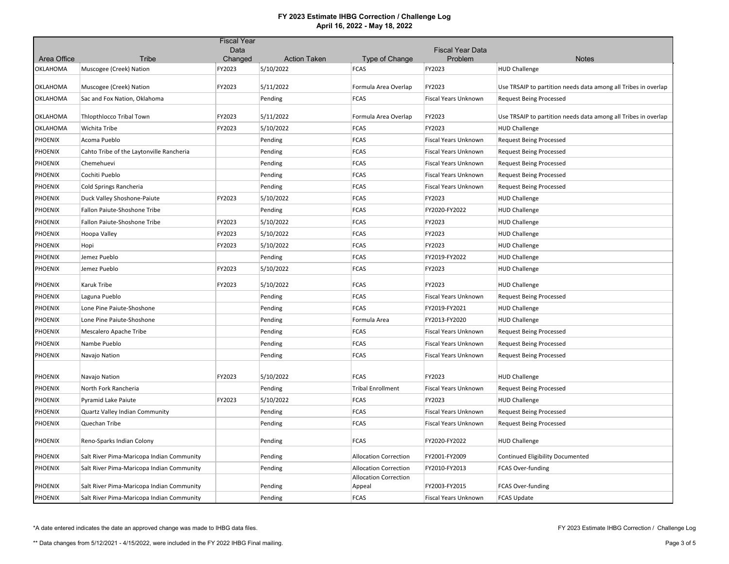# FY 2023 Estimate IHBG Correction / Challenge Log
## April 16, 2022 - May 18, 2022

| Area Office | Tribe | Fiscal Year Data Changed | Action Taken | Type of Change | Fiscal Year Data Problem | Notes |
|---|---|---|---|---|---|---|
| OKLAHOMA | Muscogee (Creek) Nation | FY2023 | 5/10/2022 | FCAS | FY2023 | HUD Challenge |
| OKLAHOMA | Muscogee (Creek) Nation | FY2023 | 5/11/2022 | Formula Area Overlap | FY2023 | Use TRSAIP to partition needs data among all Tribes in overlap |
| OKLAHOMA | Sac and Fox Nation, Oklahoma | | Pending | FCAS | Fiscal Years Unknown | Request Being Processed |
| OKLAHOMA | Thlopthlocco Tribal Town | FY2023 | 5/11/2022 | Formula Area Overlap | FY2023 | Use TRSAIP to partition needs data among all Tribes in overlap |
| OKLAHOMA | Wichita Tribe | FY2023 | 5/10/2022 | FCAS | FY2023 | HUD Challenge |
| PHOENIX | Acoma Pueblo | | Pending | FCAS | Fiscal Years Unknown | Request Being Processed |
| PHOENIX | Cahto Tribe of the Laytonville Rancheria | | Pending | FCAS | Fiscal Years Unknown | Request Being Processed |
| PHOENIX | Chemehuevi | | Pending | FCAS | Fiscal Years Unknown | Request Being Processed |
| PHOENIX | Cochiti Pueblo | | Pending | FCAS | Fiscal Years Unknown | Request Being Processed |
| PHOENIX | Cold Springs Rancheria | | Pending | FCAS | Fiscal Years Unknown | Request Being Processed |
| PHOENIX | Duck Valley Shoshone-Paiute | FY2023 | 5/10/2022 | FCAS | FY2023 | HUD Challenge |
| PHOENIX | Fallon Paiute-Shoshone Tribe | | Pending | FCAS | FY2020-FY2022 | HUD Challenge |
| PHOENIX | Fallon Paiute-Shoshone Tribe | FY2023 | 5/10/2022 | FCAS | FY2023 | HUD Challenge |
| PHOENIX | Hoopa Valley | FY2023 | 5/10/2022 | FCAS | FY2023 | HUD Challenge |
| PHOENIX | Hopi | FY2023 | 5/10/2022 | FCAS | FY2023 | HUD Challenge |
| PHOENIX | Jemez Pueblo | | Pending | FCAS | FY2019-FY2022 | HUD Challenge |
| PHOENIX | Jemez Pueblo | FY2023 | 5/10/2022 | FCAS | FY2023 | HUD Challenge |
| PHOENIX | Karuk Tribe | FY2023 | 5/10/2022 | FCAS | FY2023 | HUD Challenge |
| PHOENIX | Laguna Pueblo | | Pending | FCAS | Fiscal Years Unknown | Request Being Processed |
| PHOENIX | Lone Pine Paiute-Shoshone | | Pending | FCAS | FY2019-FY2021 | HUD Challenge |
| PHOENIX | Lone Pine Paiute-Shoshone | | Pending | Formula Area | FY2013-FY2020 | HUD Challenge |
| PHOENIX | Mescalero Apache Tribe | | Pending | FCAS | Fiscal Years Unknown | Request Being Processed |
| PHOENIX | Nambe Pueblo | | Pending | FCAS | Fiscal Years Unknown | Request Being Processed |
| PHOENIX | Navajo Nation | | Pending | FCAS | Fiscal Years Unknown | Request Being Processed |
| PHOENIX | Navajo Nation | FY2023 | 5/10/2022 | FCAS | FY2023 | HUD Challenge |
| PHOENIX | North Fork Rancheria | | Pending | Tribal Enrollment | Fiscal Years Unknown | Request Being Processed |
| PHOENIX | Pyramid Lake Paiute | FY2023 | 5/10/2022 | FCAS | FY2023 | HUD Challenge |
| PHOENIX | Quartz Valley Indian Community | | Pending | FCAS | Fiscal Years Unknown | Request Being Processed |
| PHOENIX | Quechan Tribe | | Pending | FCAS | Fiscal Years Unknown | Request Being Processed |
| PHOENIX | Reno-Sparks Indian Colony | | Pending | FCAS | FY2020-FY2022 | HUD Challenge |
| PHOENIX | Salt River Pima-Maricopa Indian Community | | Pending | Allocation Correction | FY2001-FY2009 | Continued Eligibility Documented |
| PHOENIX | Salt River Pima-Maricopa Indian Community | | Pending | Allocation Correction | FY2010-FY2013 | FCAS Over-funding |
| PHOENIX | Salt River Pima-Maricopa Indian Community | | Pending | Allocation Correction Appeal | FY2003-FY2015 | FCAS Over-funding |
| PHOENIX | Salt River Pima-Maricopa Indian Community | | Pending | FCAS | Fiscal Years Unknown | FCAS Update |

\*A date entered indicates the date an approved change was made to IHBG data files.

\*\* Data changes from 5/12/2021 - 4/15/2022, were included in the FY 2022 IHBG Final mailing.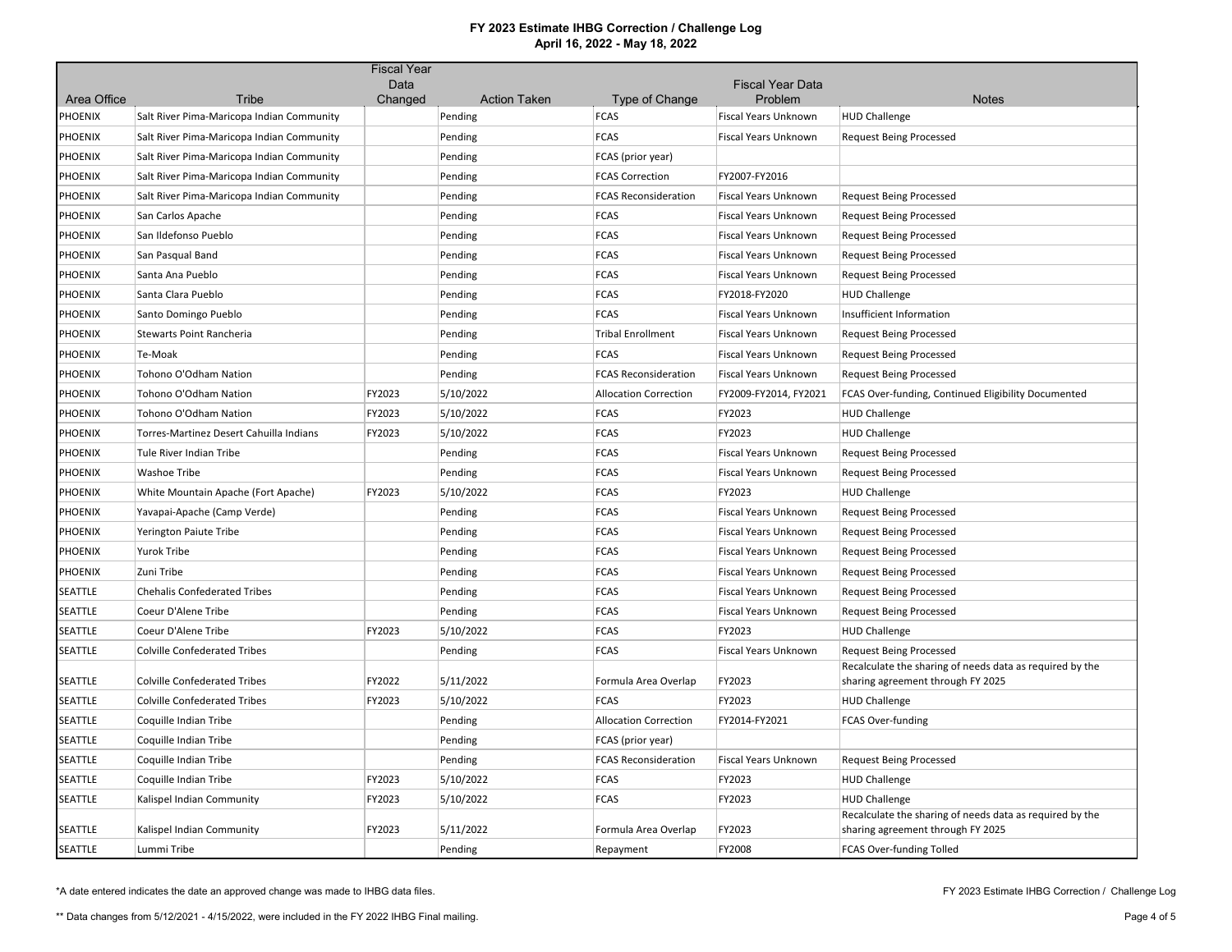# FY 2023 Estimate IHBG Correction / Challenge Log
## April 16, 2022 - May 18, 2022

| Area Office | Tribe | Fiscal Year Data Changed | Action Taken | Type of Change | Fiscal Year Data Problem | Notes |
|---|---|---|---|---|---|---|
| PHOENIX | Salt River Pima-Maricopa Indian Community | | Pending | FCAS | Fiscal Years Unknown | HUD Challenge |
| PHOENIX | Salt River Pima-Maricopa Indian Community | | Pending | FCAS | Fiscal Years Unknown | Request Being Processed |
| PHOENIX | Salt River Pima-Maricopa Indian Community | | Pending | FCAS (prior year) | | |
| PHOENIX | Salt River Pima-Maricopa Indian Community | | Pending | FCAS Correction | FY2007-FY2016 | |
| PHOENIX | Salt River Pima-Maricopa Indian Community | | Pending | FCAS Reconsideration | Fiscal Years Unknown | Request Being Processed |
| PHOENIX | San Carlos Apache | | Pending | FCAS | Fiscal Years Unknown | Request Being Processed |
| PHOENIX | San Ildefonso Pueblo | | Pending | FCAS | Fiscal Years Unknown | Request Being Processed |
| PHOENIX | San Pasqual Band | | Pending | FCAS | Fiscal Years Unknown | Request Being Processed |
| PHOENIX | Santa Ana Pueblo | | Pending | FCAS | Fiscal Years Unknown | Request Being Processed |
| PHOENIX | Santa Clara Pueblo | | Pending | FCAS | FY2018-FY2020 | HUD Challenge |
| PHOENIX | Santo Domingo Pueblo | | Pending | FCAS | Fiscal Years Unknown | Insufficient Information |
| PHOENIX | Stewarts Point Rancheria | | Pending | Tribal Enrollment | Fiscal Years Unknown | Request Being Processed |
| PHOENIX | Te-Moak | | Pending | FCAS | Fiscal Years Unknown | Request Being Processed |
| PHOENIX | Tohono O'Odham Nation | | Pending | FCAS Reconsideration | Fiscal Years Unknown | Request Being Processed |
| PHOENIX | Tohono O'Odham Nation | FY2023 | 5/10/2022 | Allocation Correction | FY2009-FY2014, FY2021 | FCAS Over-funding, Continued Eligibility Documented |
| PHOENIX | Tohono O'Odham Nation | FY2023 | 5/10/2022 | FCAS | FY2023 | HUD Challenge |
| PHOENIX | Torres-Martinez Desert Cahuilla Indians | FY2023 | 5/10/2022 | FCAS | FY2023 | HUD Challenge |
| PHOENIX | Tule River Indian Tribe | | Pending | FCAS | Fiscal Years Unknown | Request Being Processed |
| PHOENIX | Washoe Tribe | | Pending | FCAS | Fiscal Years Unknown | Request Being Processed |
| PHOENIX | White Mountain Apache (Fort Apache) | FY2023 | 5/10/2022 | FCAS | FY2023 | HUD Challenge |
| PHOENIX | Yavapai-Apache (Camp Verde) | | Pending | FCAS | Fiscal Years Unknown | Request Being Processed |
| PHOENIX | Yerington Paiute Tribe | | Pending | FCAS | Fiscal Years Unknown | Request Being Processed |
| PHOENIX | Yurok Tribe | | Pending | FCAS | Fiscal Years Unknown | Request Being Processed |
| PHOENIX | Zuni Tribe | | Pending | FCAS | Fiscal Years Unknown | Request Being Processed |
| SEATTLE | Chehalis Confederated Tribes | | Pending | FCAS | Fiscal Years Unknown | Request Being Processed |
| SEATTLE | Coeur D'Alene Tribe | | Pending | FCAS | Fiscal Years Unknown | Request Being Processed |
| SEATTLE | Coeur D'Alene Tribe | FY2023 | 5/10/2022 | FCAS | FY2023 | HUD Challenge |
| SEATTLE | Colville Confederated Tribes | | Pending | FCAS | Fiscal Years Unknown | Request Being Processed |
| SEATTLE | Colville Confederated Tribes | FY2022 | 5/11/2022 | Formula Area Overlap | FY2023 | Recalculate the sharing of needs data as required by the sharing agreement through FY 2025 |
| SEATTLE | Colville Confederated Tribes | FY2023 | 5/10/2022 | FCAS | FY2023 | HUD Challenge |
| SEATTLE | Coquille Indian Tribe | | Pending | Allocation Correction | FY2014-FY2021 | FCAS Over-funding |
| SEATTLE | Coquille Indian Tribe | | Pending | FCAS (prior year) | | |
| SEATTLE | Coquille Indian Tribe | | Pending | FCAS Reconsideration | Fiscal Years Unknown | Request Being Processed |
| SEATTLE | Coquille Indian Tribe | FY2023 | 5/10/2022 | FCAS | FY2023 | HUD Challenge |
| SEATTLE | Kalispel Indian Community | FY2023 | 5/10/2022 | FCAS | FY2023 | HUD Challenge |
| SEATTLE | Kalispel Indian Community | FY2023 | 5/11/2022 | Formula Area Overlap | FY2023 | Recalculate the sharing of needs data as required by the sharing agreement through FY 2025 |
| SEATTLE | Lummi Tribe | | Pending | Repayment | FY2008 | FCAS Over-funding Tolled |

*A date entered indicates the date an approved change was made to IHBG data files.

** Data changes from 5/12/2021 - 4/15/2022, were included in the FY 2022 IHBG Final mailing.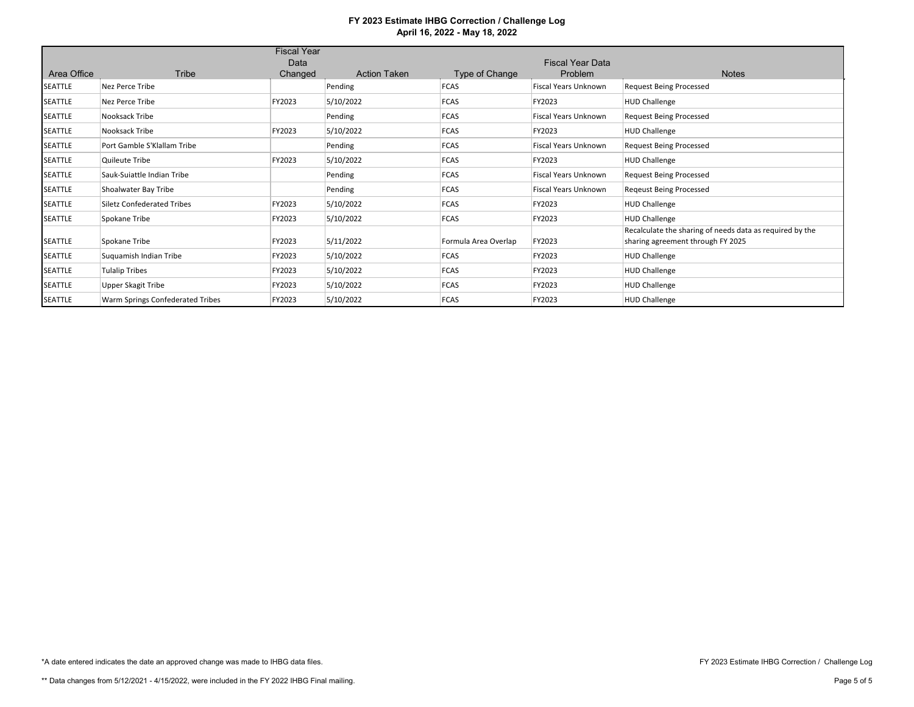**FY 2023 Estimate IHBG Correction / Challenge Log**
**April 16, 2022 - May 18, 2022**

| Area Office | Tribe | Fiscal Year Data Changed | Action Taken | Type of Change | Fiscal Year Data Problem | Notes |
|---|---|---|---|---|---|---|
| SEATTLE | Nez Perce Tribe | | Pending | FCAS | Fiscal Years Unknown | Request Being Processed |
| SEATTLE | Nez Perce Tribe | FY2023 | 5/10/2022 | FCAS | FY2023 | HUD Challenge |
| SEATTLE | Nooksack Tribe | | Pending | FCAS | Fiscal Years Unknown | Request Being Processed |
| SEATTLE | Nooksack Tribe | FY2023 | 5/10/2022 | FCAS | FY2023 | HUD Challenge |
| SEATTLE | Port Gamble S'Klallam Tribe | | Pending | FCAS | Fiscal Years Unknown | Request Being Processed |
| SEATTLE | Quileute Tribe | FY2023 | 5/10/2022 | FCAS | FY2023 | HUD Challenge |
| SEATTLE | Sauk-Suiattle Indian Tribe | | Pending | FCAS | Fiscal Years Unknown | Request Being Processed |
| SEATTLE | Shoalwater Bay Tribe | | Pending | FCAS | Fiscal Years Unknown | Reqeust Being Processed |
| SEATTLE | Siletz Confederated Tribes | FY2023 | 5/10/2022 | FCAS | FY2023 | HUD Challenge |
| SEATTLE | Spokane Tribe | FY2023 | 5/10/2022 | FCAS | FY2023 | HUD Challenge |
| SEATTLE | Spokane Tribe | FY2023 | 5/11/2022 | Formula Area Overlap | FY2023 | Recalculate the sharing of needs data as required by the sharing agreement through FY 2025 |
| SEATTLE | Suquamish Indian Tribe | FY2023 | 5/10/2022 | FCAS | FY2023 | HUD Challenge |
| SEATTLE | Tulalip Tribes | FY2023 | 5/10/2022 | FCAS | FY2023 | HUD Challenge |
| SEATTLE | Upper Skagit Tribe | FY2023 | 5/10/2022 | FCAS | FY2023 | HUD Challenge |
| SEATTLE | Warm Springs Confederated Tribes | FY2023 | 5/10/2022 | FCAS | FY2023 | HUD Challenge |

*A date entered indicates the date an approved change was made to IHBG data files.

** Data changes from 5/12/2021 - 4/15/2022, were included in the FY 2022 IHBG Final mailing.